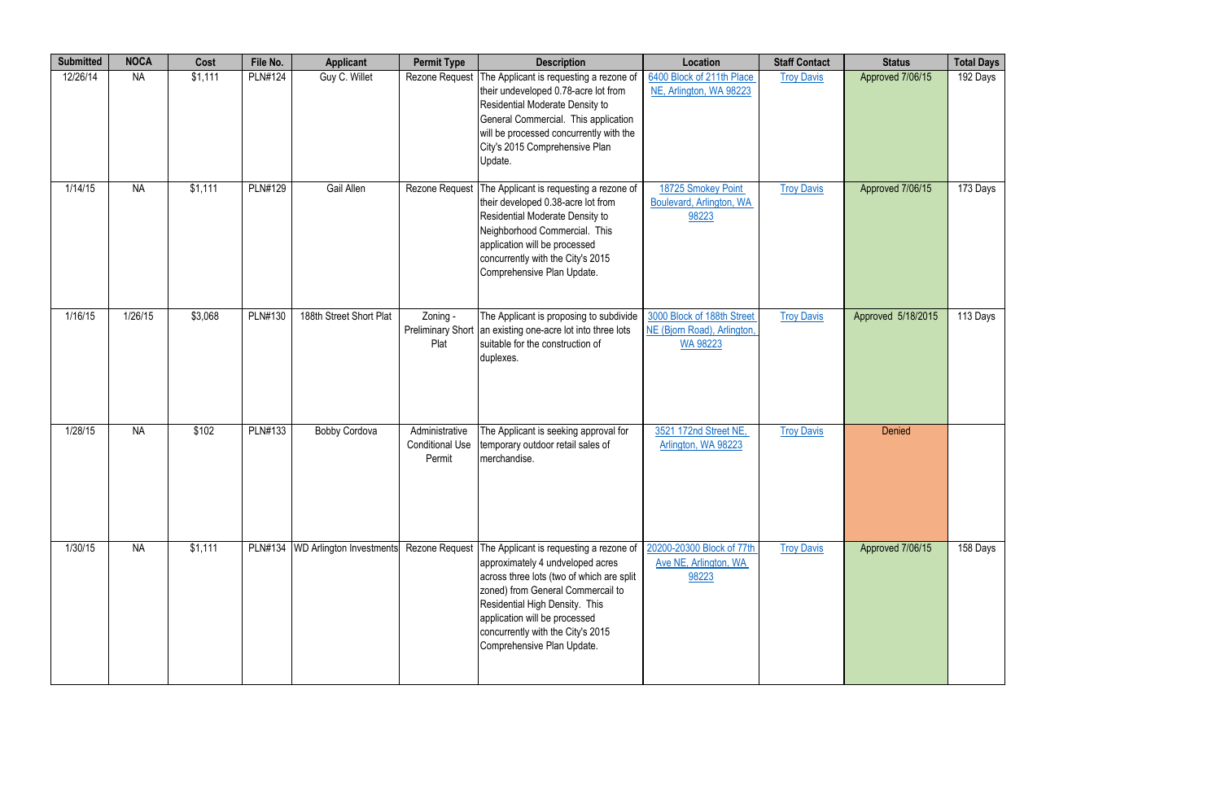| Submitted | NOCA | Cost | File No. | Applicant | Permit Type | Description | Location | Staff Contact | Status | Total Days |
|---|---|---|---|---|---|---|---|---|---|---|
| 12/26/14 | NA | $1,111 | PLN#124 | Guy C. Willet | Rezone Request | The Applicant is requesting a rezone of their undeveloped 0.78-acre lot from Residential Moderate Density to General Commercial. This application will be processed concurrently with the City's 2015 Comprehensive Plan Update. | 6400 Block of 211th Place NE, Arlington, WA 98223 | Troy Davis | Approved 7/06/15 | 192 Days |
| 1/14/15 | NA | $1,111 | PLN#129 | Gail Allen | Rezone Request | The Applicant is requesting a rezone of their developed 0.38-acre lot from Residential Moderate Density to Neighborhood Commercial. This application will be processed concurrently with the City's 2015 Comprehensive Plan Update. | 18725 Smokey Point Boulevard, Arlington, WA 98223 | Troy Davis | Approved 7/06/15 | 173 Days |
| 1/16/15 | 1/26/15 | $3,068 | PLN#130 | 188th Street Short Plat | Zoning - Preliminary Short Plat | The Applicant is proposing to subdivide an existing one-acre lot into three lots suitable for the construction of duplexes. | 3000 Block of 188th Street NE (Bjorn Road), Arlington, WA 98223 | Troy Davis | Approved 5/18/2015 | 113 Days |
| 1/28/15 | NA | $102 | PLN#133 | Bobby Cordova | Administrative Conditional Use Permit | The Applicant is seeking approval for temporary outdoor retail sales of merchandise. | 3521 172nd Street NE, Arlington, WA 98223 | Troy Davis | Denied | |
| 1/30/15 | NA | $1,111 | PLN#134 | WD Arlington Investments | Rezone Request | The Applicant is requesting a rezone of approximately 4 undveloped acres across three lots (two of which are split zoned) from General Commercail to Residential High Density. This application will be processed concurrently with the City's 2015 Comprehensive Plan Update. | 20200-20300 Block of 77th Ave NE, Arlington, WA 98223 | Troy Davis | Approved 7/06/15 | 158 Days |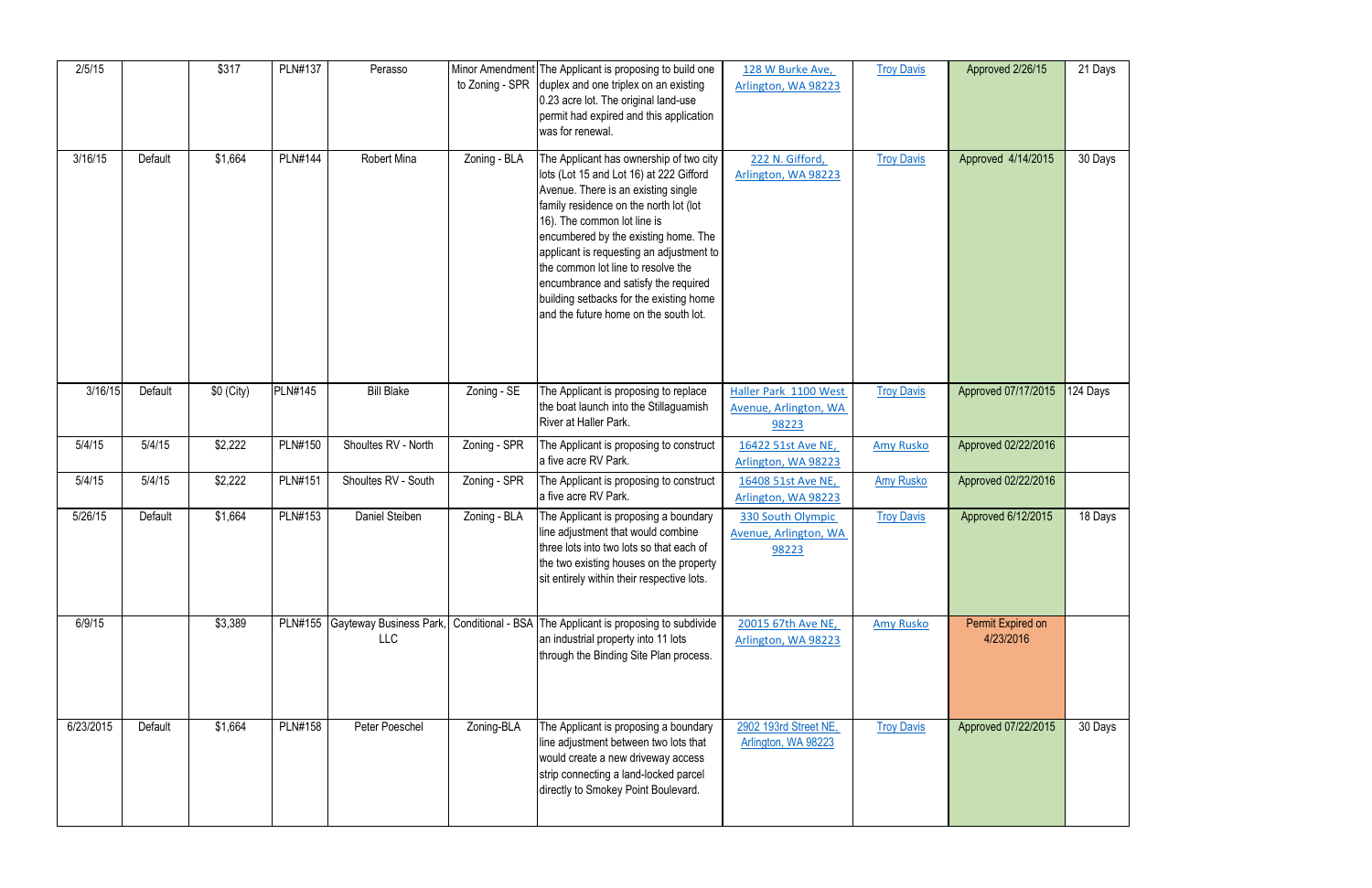| | | | | | | | | | | |
|---|---|---|---|---|---|---|---|---|---|---|
| 2/5/15 | | $317 | PLN#137 | Perasso | Minor Amendment to Zoning - SPR | The Applicant is proposing to build one duplex and one triplex on an existing 0.23 acre lot. The original land-use permit had expired and this application was for renewal. | 128 W Burke Ave, Arlington, WA 98223 | Troy Davis | Approved 2/26/15 | 21 Days |
| 3/16/15 | Default | $1,664 | PLN#144 | Robert Mina | Zoning - BLA | The Applicant has ownership of two city lots (Lot 15 and Lot 16) at 222 Gifford Avenue. There is an existing single family residence on the north lot (lot 16). The common lot line is encumbered by the existing home. The applicant is requesting an adjustment to the common lot line to resolve the encumbrance and satisfy the required building setbacks for the existing home and the future home on the south lot. | 222 N. Gifford, Arlington, WA 98223 | Troy Davis | Approved 4/14/2015 | 30 Days |
| 3/16/15 | Default | $0 (City) | PLN#145 | Bill Blake | Zoning - SE | The Applicant is proposing to replace the boat launch into the Stillaguamish River at Haller Park. | Haller Park 1100 West Avenue, Arlington, WA 98223 | Troy Davis | Approved 07/17/2015 | 124 Days |
| 5/4/15 | 5/4/15 | $2,222 | PLN#150 | Shoultes RV - North | Zoning - SPR | The Applicant is proposing to construct a five acre RV Park. | 16422 51st Ave NE, Arlington, WA 98223 | Amy Rusko | Approved 02/22/2016 | |
| 5/4/15 | 5/4/15 | $2,222 | PLN#151 | Shoultes RV - South | Zoning - SPR | The Applicant is proposing to construct a five acre RV Park. | 16408 51st Ave NE, Arlington, WA 98223 | Amy Rusko | Approved 02/22/2016 | |
| 5/26/15 | Default | $1,664 | PLN#153 | Daniel Steiben | Zoning - BLA | The Applicant is proposing a boundary line adjustment that would combine three lots into two lots so that each of the two existing houses on the property sit entirely within their respective lots. | 330 South Olympic Avenue, Arlington, WA 98223 | Troy Davis | Approved 6/12/2015 | 18 Days |
| 6/9/15 | | $3,389 | PLN#155 | Gayteway Business Park, LLC | Conditional - BSA | The Applicant is proposing to subdivide an industrial property into 11 lots through the Binding Site Plan process. | 20015 67th Ave NE, Arlington, WA 98223 | Amy Rusko | Permit Expired on 4/23/2016 | |
| 6/23/2015 | Default | $1,664 | PLN#158 | Peter Poeschel | Zoning-BLA | The Applicant is proposing a boundary line adjustment between two lots that would create a new driveway access strip connecting a land-locked parcel directly to Smokey Point Boulevard. | 2902 193rd Street NE, Arlington, WA 98223 | Troy Davis | Approved 07/22/2015 | 30 Days |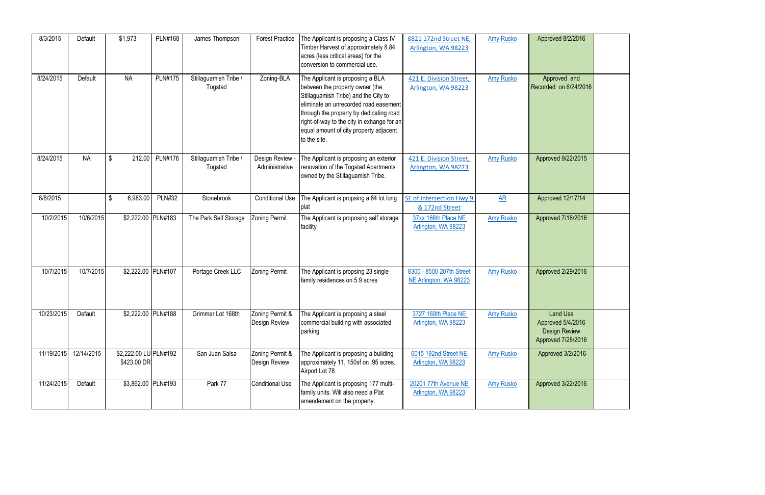| | | | | | | | | | | |
|---|---|---|---|---|---|---|---|---|---|---|
| 8/3/2015 | Default | $1,973 | PLN#168 | James Thompson | Forest Practice | The Applicant is proposing a Class IV Timber Harvest of approximately 8.84 acres (less critical areas) for the conversion to commercial use. | 8821 172nd Street NE, Arlington, WA 98223 | Amy Rusko | Approved 8/2/2016 | |
| 8/24/2015 | Default | NA | PLN#175 | Stillaguamish Tribe / Togstad | Zoning-BLA | The Applicant is proposing a BLA between the property owner (the Stillaguamish Tribe) and the City to eliminate an unrecorded road easement through the property by dedicating road right-of-way to the city in exhange for an equal amount of city property adjacent to the site. | 421 E. Division Street, Arlington, WA 98223 | Amy Rusko | Approved and Recorded on 6/24/2016 | |
| 8/24/2015 | NA | $ 212.00 | PLN#176 | Stillaguamish Tribe / Togstad | Design Review - Administrative | The Applicant is proposing an exterior renovation of the Togstad Apartments owned by the Stillaguamish Tribe. | 421 E. Division Street, Arlington, WA 98223 | Amy Rusko | Approved 9/22/2015 | |
| 8/8/2015 | | $ 6,983.00 | PLN#32 | Stonebrook | Conditional Use | The Applicant is propsing a 84 lot long plat | SE of Intersection Hwy 9 & 172nd Street | AR | Approved 12/17/14 | |
| 10/2/2015 | 10/6/2015 | $2,222.00 | PLN#183 | The Park Self Storage | Zoning Permit | The Applicant is proposing self storage facility | 37xx 166th Place NE Arlington, WA 98223 | Amy Rusko | Approved 7/18/2016 | |
| 10/7/2015 | 10/7/2015 | $2,222.00 | PLN#107 | Portage Creek LLC | Zoning Permit | The Applicant is propsing 23 single family residences on 5.9 acres | 8300 - 8500 207th Street NE Arlington, WA 98223 | Amy Rusko | Approved 2/29/2016 | |
| 10/23/2015 | Default | $2,222.00 | PLN#188 | Grimmer Lot 168th | Zoning Permit & Design Review | The Applicant is proposing a steel commercial building with associated parking | 3727 168th Place NE Arlington, WA 98223 | Amy Rusko | Land Use Approved 5/4/2016 Design Review Approved 7/28/2016 | |
| 11/19/2015 | 12/14/2015 | $2,222.00 LU $423.00 DR | PLN#192 | San Juan Salsa | Zoning Permit & Design Review | The Applicant is proposing a building approximately 11, 150sf on .95 acres. Airport Lot 78 | 6015 192nd Street NE Arlington, WA 98223 | Amy Rusko | Approved 3/2/2016 | |
| 11/24/2015 | Default | $3,862.00 | PLN#193 | Park 77 | Conditional Use | The Applicant is proposing 177 multi-family units. Will also need a Plat amendement on the property. | 20201 77th Avenue NE Arlington, WA 98223 | Amy Rusko | Approved 3/22/2016 | |